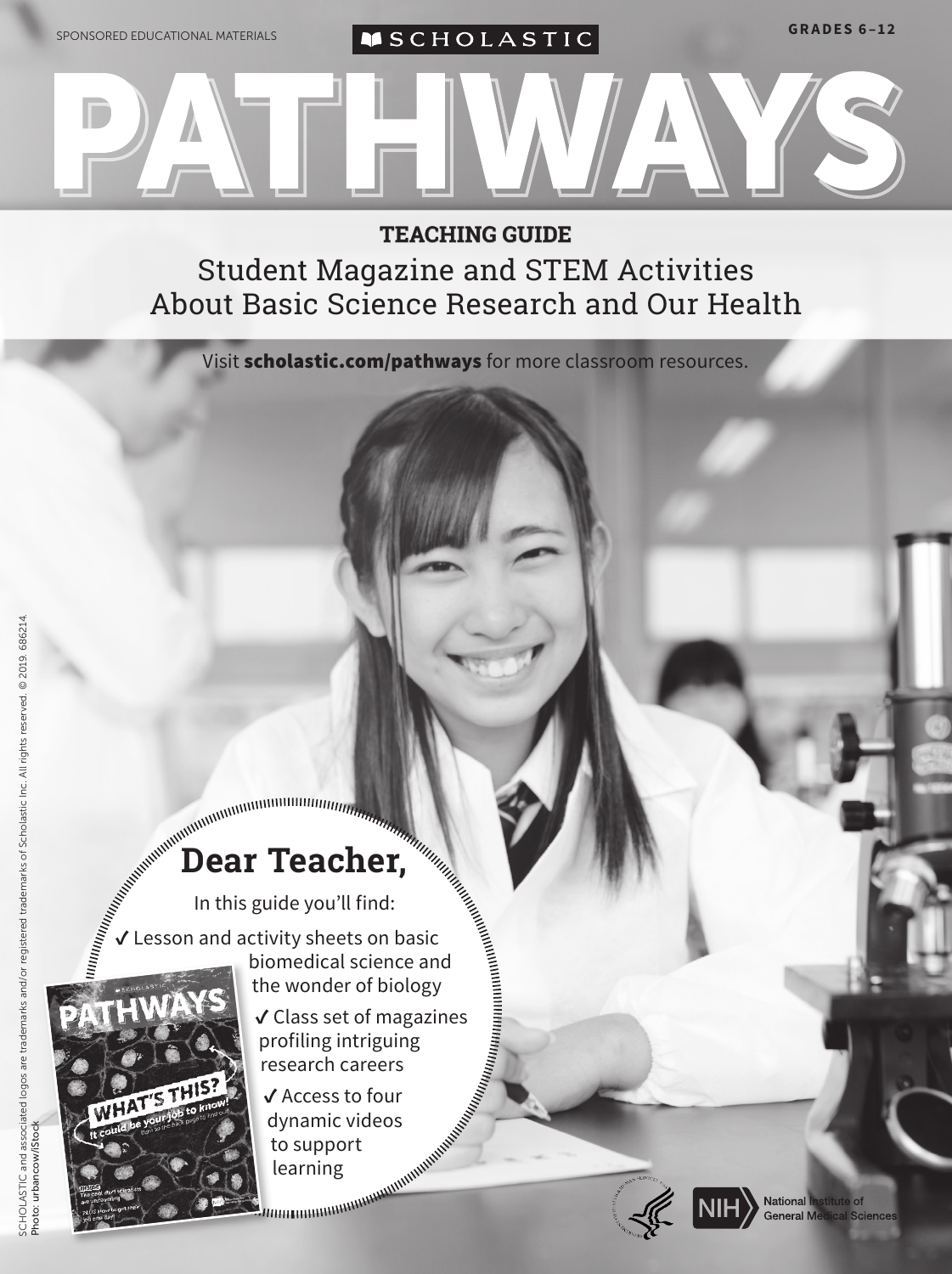SPONSORED EDUCATIONAL MATERIALS

SCHOLASTIC

GRADES 6–12

# PATHWAYS

## TEACHING GUIDE

Student Magazine and STEM Activities About Basic Science Research and Our Health

Visit **scholastic.com/pathways** for more classroom resources.

## Dear Teacher,

In this guide you'll find:

- ✓ Lesson and activity sheets on basic biomedical science and the wonder of biology
- ✓ Class set of magazines profiling intriguing research careers
- ✓ Access to four dynamic videos to support learning

NIH National Institute of General Medical Sciences

SCHOLASTIC and associated logos are trademarks and/or registered trademarks of Scholastic Inc. All rights reserved. © 2019. 686214.
Photo: urbancow/iStock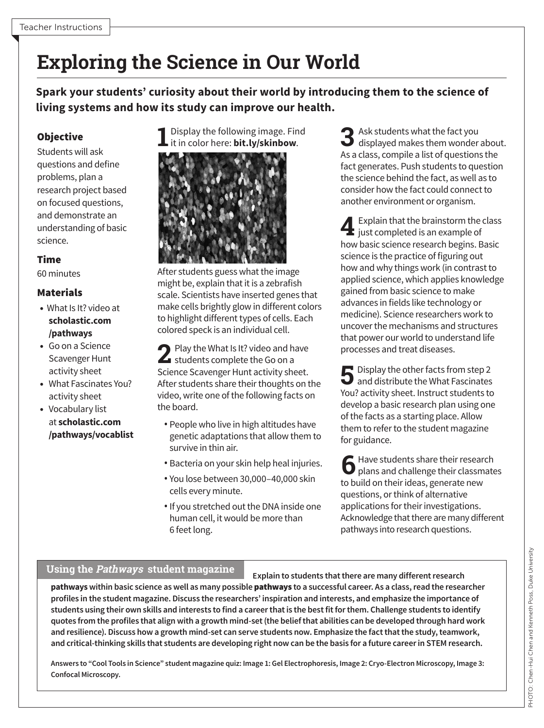Teacher Instructions

# Exploring the Science in Our World

**Spark your students' curiosity about their world by introducing them to the science of living systems and how its study can improve our health.**

### Objective

Students will ask questions and define problems, plan a research project based on focused questions, and demonstrate an understanding of basic science.

### Time

60 minutes

### Materials

- What Is It? video at **scholastic.com/pathways**
- Go on a Science Scavenger Hunt activity sheet
- What Fascinates You? activity sheet
- Vocabulary list at **scholastic.com/pathways/vocablist**

**1** Display the following image. Find it in color here: **bit.ly/skinbow**.

After students guess what the image might be, explain that it is a zebrafish scale. Scientists have inserted genes that make cells brightly glow in different colors to highlight different types of cells. Each colored speck is an individual cell.

**2** Play the What Is It? video and have students complete the Go on a Science Scavenger Hunt activity sheet. After students share their thoughts on the video, write one of the following facts on the board.

- People who live in high altitudes have genetic adaptations that allow them to survive in thin air.
- Bacteria on your skin help heal injuries.
- You lose between 30,000–40,000 skin cells every minute.
- If you stretched out the DNA inside one human cell, it would be more than 6 feet long.

**3** Ask students what the fact you displayed makes them wonder about. As a class, compile a list of questions the fact generates. Push students to question the science behind the fact, as well as to consider how the fact could connect to another environment or organism.

**4** Explain that the brainstorm the class just completed is an example of how basic science research begins. Basic science is the practice of figuring out how and why things work (in contrast to applied science, which applies knowledge gained from basic science to make advances in fields like technology or medicine). Science researchers work to uncover the mechanisms and structures that power our world to understand life processes and treat diseases.

**5** Display the other facts from step 2 and distribute the What Fascinates You? activity sheet. Instruct students to develop a basic research plan using one of the facts as a starting place. Allow them to refer to the student magazine for guidance.

**6** Have students share their research plans and challenge their classmates to build on their ideas, generate new questions, or think of alternative applications for their investigations. Acknowledge that there are many different pathways into research questions.

### Using the *Pathways* student magazine

**Explain to students that there are many different research pathways within basic science as well as many possible pathways to a successful career. As a class, read the researcher profiles in the student magazine. Discuss the researchers' inspiration and interests, and emphasize the importance of students using their own skills and interests to find a career that is the best fit for them. Challenge students to identify quotes from the profiles that align with a growth mind-set (the belief that abilities can be developed through hard work and resilience). Discuss how a growth mind-set can serve students now. Emphasize the fact that the study, teamwork, and critical-thinking skills that students are developing right now can be the basis for a future career in STEM research.**

**Answers to "Cool Tools in Science" student magazine quiz: Image 1: Gel Electrophoresis, Image 2: Cryo-Electron Microscopy, Image 3: Confocal Microscopy.**

PHOTO: Chen-Hui Chen and Kenneth Poss, Duke University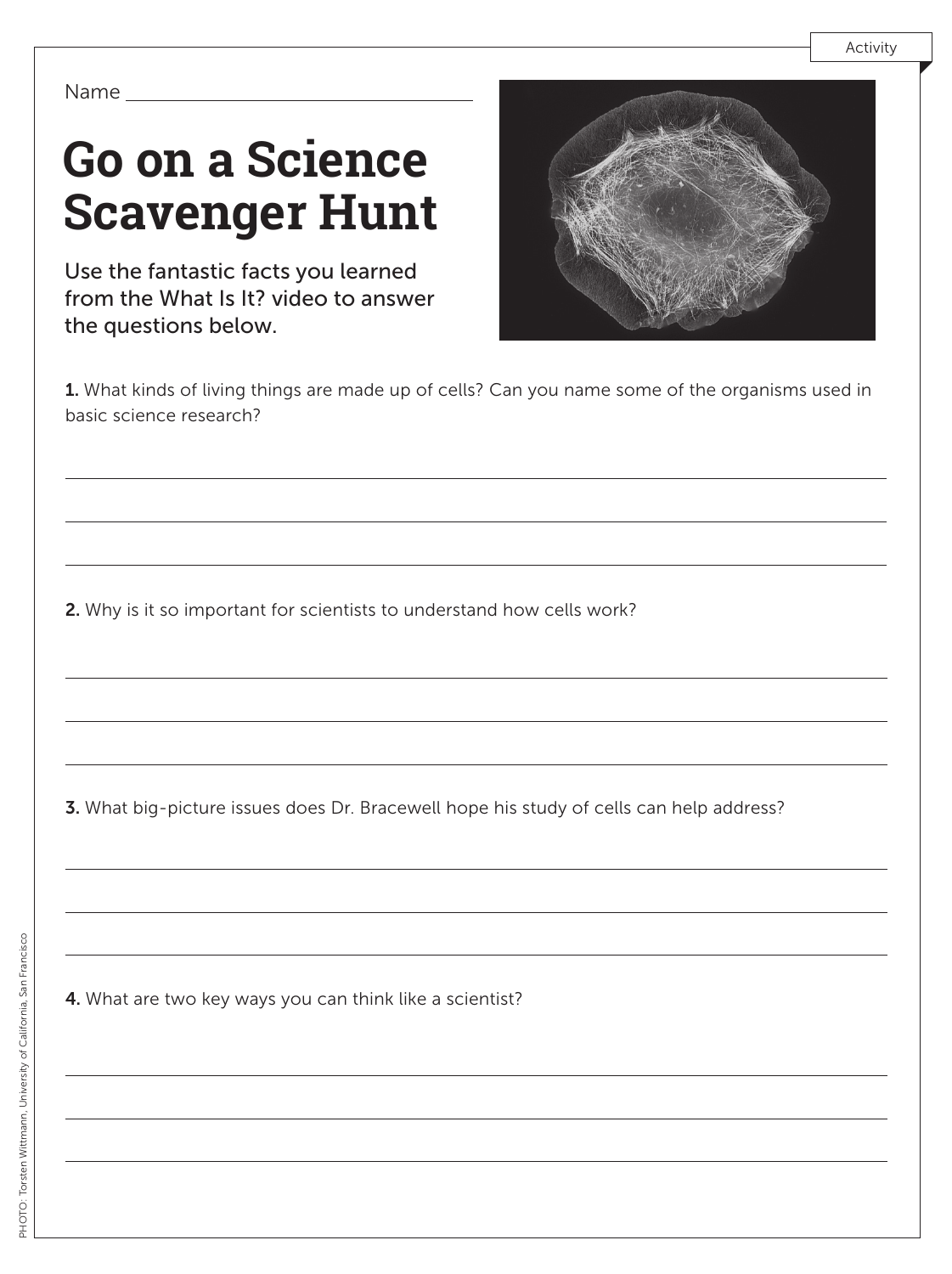Activity

Name ______________________________

# Go on a Science Scavenger Hunt

Use the fantastic facts you learned from the What Is It? video to answer the questions below.

**1.** What kinds of living things are made up of cells? Can you name some of the organisms used in basic science research?

______________________________________________________________________

______________________________________________________________________

______________________________________________________________________

**2.** Why is it so important for scientists to understand how cells work?

______________________________________________________________________

______________________________________________________________________

______________________________________________________________________

**3.** What big-picture issues does Dr. Bracewell hope his study of cells can help address?

______________________________________________________________________

______________________________________________________________________

______________________________________________________________________

**4.** What are two key ways you can think like a scientist?

______________________________________________________________________

______________________________________________________________________

______________________________________________________________________

PHOTO: Torsten Wittmann, University of California, San Francisco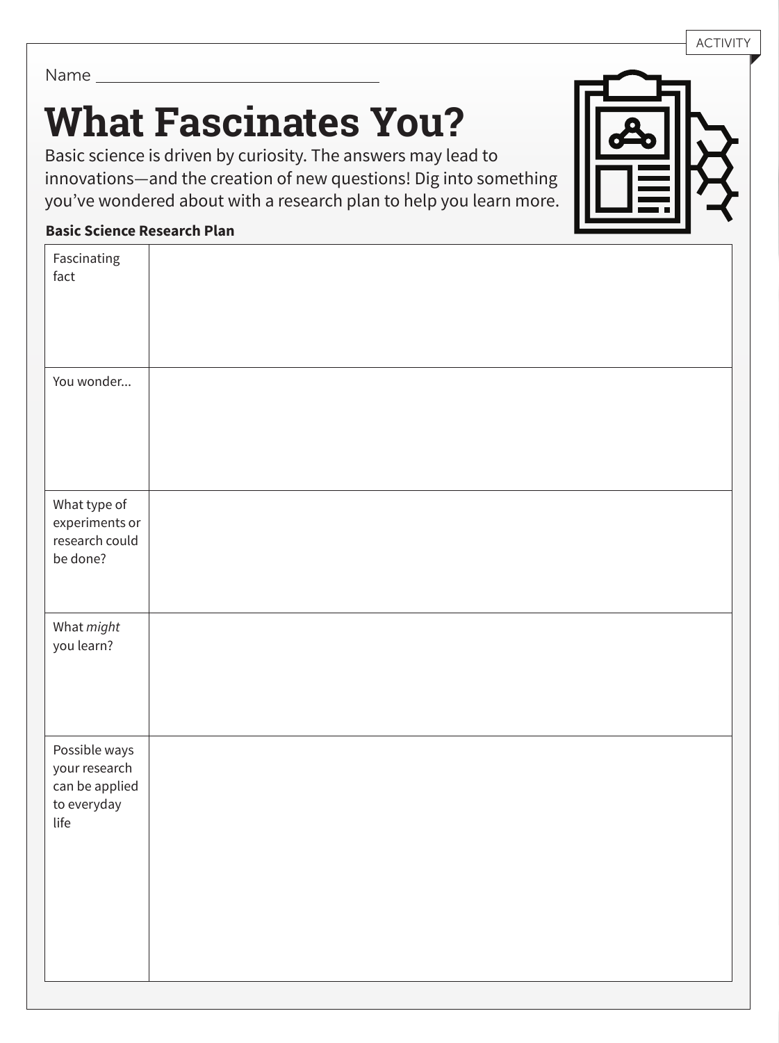ACTIVITY

Name ______________________________

# What Fascinates You?

Basic science is driven by curiosity. The answers may lead to innovations—and the creation of new questions! Dig into something you've wondered about with a research plan to help you learn more.

**Basic Science Research Plan**

| | |
|---|---|
| Fascinating fact | |
| You wonder... | |
| What type of experiments or research could be done? | |
| What *might* you learn? | |
| Possible ways your research can be applied to everyday life | |